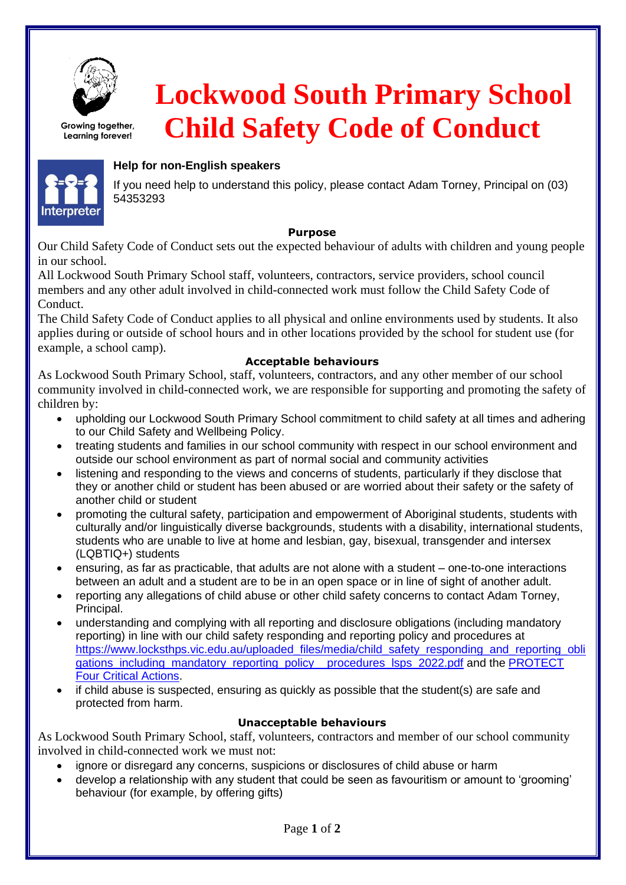Growing together, Learning forever!

# Lockwood South Primary School Child Safety Code of Conduct

**Help for non-English speakers**

If you need help to understand this policy, please contact Adam Torney, Principal on (03) 54353293

### Purpose

Our Child Safety Code of Conduct sets out the expected behaviour of adults with children and young people in our school.

All Lockwood South Primary School staff, volunteers, contractors, service providers, school council members and any other adult involved in child-connected work must follow the Child Safety Code of Conduct.

The Child Safety Code of Conduct applies to all physical and online environments used by students. It also applies during or outside of school hours and in other locations provided by the school for student use (for example, a school camp).

### Acceptable behaviours

As Lockwood South Primary School, staff, volunteers, contractors, and any other member of our school community involved in child-connected work, we are responsible for supporting and promoting the safety of children by:

- upholding our Lockwood South Primary School commitment to child safety at all times and adhering to our Child Safety and Wellbeing Policy.
- treating students and families in our school community with respect in our school environment and outside our school environment as part of normal social and community activities
- listening and responding to the views and concerns of students, particularly if they disclose that they or another child or student has been abused or are worried about their safety or the safety of another child or student
- promoting the cultural safety, participation and empowerment of Aboriginal students, students with culturally and/or linguistically diverse backgrounds, students with a disability, international students, students who are unable to live at home and lesbian, gay, bisexual, transgender and intersex (LQBTIQ+) students
- ensuring, as far as practicable, that adults are not alone with a student – one-to-one interactions between an adult and a student are to be in an open space or in line of sight of another adult.
- reporting any allegations of child abuse or other child safety concerns to contact Adam Torney, Principal.
- understanding and complying with all reporting and disclosure obligations (including mandatory reporting) in line with our child safety responding and reporting policy and procedures at https://www.locksthps.vic.edu.au/uploaded_files/media/child_safety_responding_and_reporting_obligations_including_mandatory_reporting_policy__procedures_lsps_2022.pdf and the PROTECT Four Critical Actions.
- if child abuse is suspected, ensuring as quickly as possible that the student(s) are safe and protected from harm.

### Unacceptable behaviours

As Lockwood South Primary School, staff, volunteers, contractors and member of our school community involved in child-connected work we must not:

- ignore or disregard any concerns, suspicions or disclosures of child abuse or harm
- develop a relationship with any student that could be seen as favouritism or amount to 'grooming' behaviour (for example, by offering gifts)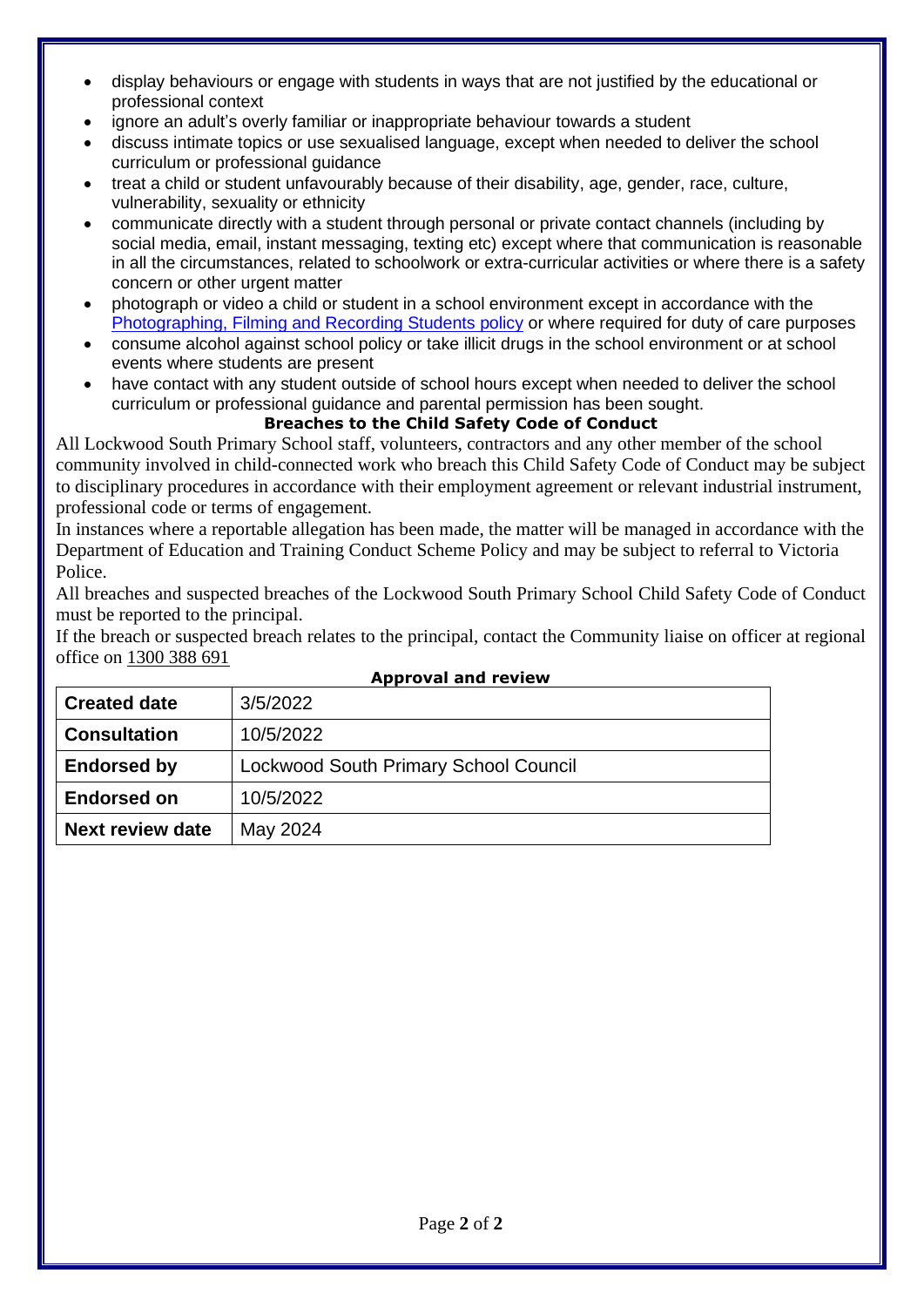- display behaviours or engage with students in ways that are not justified by the educational or professional context
- ignore an adult's overly familiar or inappropriate behaviour towards a student
- discuss intimate topics or use sexualised language, except when needed to deliver the school curriculum or professional guidance
- treat a child or student unfavourably because of their disability, age, gender, race, culture, vulnerability, sexuality or ethnicity
- communicate directly with a student through personal or private contact channels (including by social media, email, instant messaging, texting etc) except where that communication is reasonable in all the circumstances, related to schoolwork or extra-curricular activities or where there is a safety concern or other urgent matter
- photograph or video a child or student in a school environment except in accordance with the Photographing, Filming and Recording Students policy or where required for duty of care purposes
- consume alcohol against school policy or take illicit drugs in the school environment or at school events where students are present
- have contact with any student outside of school hours except when needed to deliver the school curriculum or professional guidance and parental permission has been sought.

## Breaches to the Child Safety Code of Conduct

All Lockwood South Primary School staff, volunteers, contractors and any other member of the school community involved in child-connected work who breach this Child Safety Code of Conduct may be subject to disciplinary procedures in accordance with their employment agreement or relevant industrial instrument, professional code or terms of engagement.

In instances where a reportable allegation has been made, the matter will be managed in accordance with the Department of Education and Training Conduct Scheme Policy and may be subject to referral to Victoria Police.

All breaches and suspected breaches of the Lockwood South Primary School Child Safety Code of Conduct must be reported to the principal.

If the breach or suspected breach relates to the principal, contact the Community liaise on officer at regional office on 1300 388 691

## Approval and review

| | |
|---|---|
| **Created date** | 3/5/2022 |
| **Consultation** | 10/5/2022 |
| **Endorsed by** | Lockwood South Primary School Council |
| **Endorsed on** | 10/5/2022 |
| **Next review date** | May 2024 |